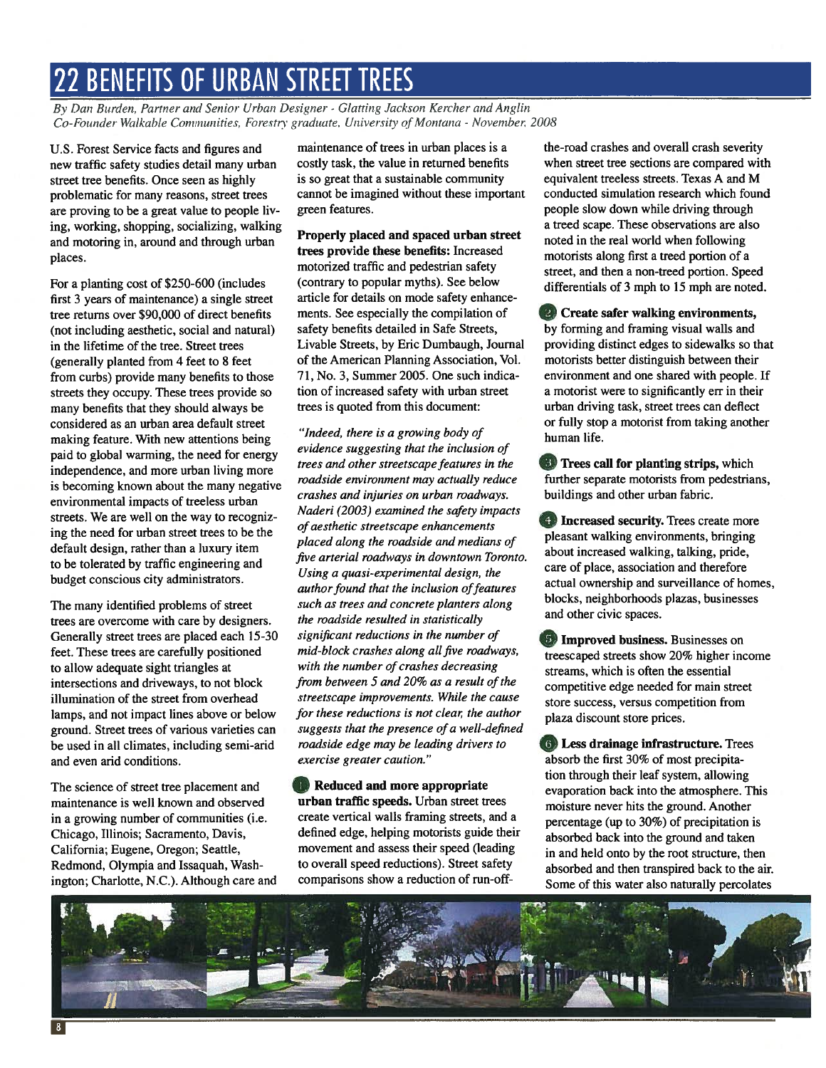# 22 BENEFITS OF URBAN STREET TREES

*By Dan Burden, Partner and Senior Urban Designer - Glatting Jackson Kercher and Anglin Co-Founder Walkable Communities, Forestry graduate, University of Montana - November, 2008*

U.S. Forest Service facts and figures and new traffic safety studies detail many urban street tree benefits. Once seen as highly problematic for many reasons, street trees are proving to be a great value to people living, working, shopping, socializing, walking and motoring in, around and through urban places.

For a planting cost of $250-600 (includes first 3 years of maintenance) a single street tree returns over $90,000 of direct benefits (not including aesthetic, social and natural) in the lifetime of the tree. Street trees (generally planted from 4 feet to 8 feet from curbs) provide many benefits to those streets they occupy. These trees provide so many benefits that they should always be considered as an urban area default street making feature. With new attentions being paid to global warming, the need for energy independence, and more urban living more is becoming known about the many negative environmental impacts of treeless urban streets. We are well on the way to recognizing the need for urban street trees to be the default design, rather than a luxury item to be tolerated by traffic engineering and budget conscious city administrators.

The many identified problems of street trees are overcome with care by designers. Generally street trees are placed each 15-30 feet. These trees are carefully positioned to allow adequate sight triangles at intersections and driveways, to not block illumination of the street from overhead lamps, and not impact lines above or below ground. Street trees of various varieties can be used in all climates, including semi-arid and even arid conditions.

The science of street tree placement and maintenance is well known and observed in a growing number of communities (i.e. Chicago, Illinois; Sacramento, Davis, California; Eugene, Oregon; Seattle, Redmond, Olympia and Issaquah, Washington; Charlotte, N.C.). Although care and maintenance of trees in urban places is a costly task, the value in returned benefits is so great that a sustainable community cannot be imagined without these important green features.

**Properly placed and spaced urban street trees provide these benefits:** Increased motorized traffic and pedestrian safety (contrary to popular myths). See below article for details on mode safety enhancements. See especially the compilation of safety benefits detailed in Safe Streets, Livable Streets, by Eric Dumbaugh, Journal of the American Planning Association, Vol. 71, No. 3, Summer 2005. One such indication of increased safety with urban street trees is quoted from this document:

*"Indeed, there is a growing body of evidence suggesting that the inclusion of trees and other streetscape features in the roadside environment may actually reduce crashes and injuries on urban roadways. Naderi (2003) examined the safety impacts of aesthetic streetscape enhancements placed along the roadside and medians of five arterial roadways in downtown Toronto. Using a quasi-experimental design, the author found that the inclusion of features such as trees and concrete planters along the roadside resulted in statistically significant reductions in the number of mid-block crashes along all five roadways, with the number of crashes decreasing from between 5 and 20% as a result of the streetscape improvements. While the cause for these reductions is not clear, the author suggests that the presence of a well-defined roadside edge may be leading drivers to exercise greater caution."*

1. **Reduced and more appropriate urban traffic speeds.** Urban street trees create vertical walls framing streets, and a defined edge, helping motorists guide their movement and assess their speed (leading to overall speed reductions). Street safety comparisons show a reduction of run-off-the-road crashes and overall crash severity when street tree sections are compared with equivalent treeless streets. Texas A and M conducted simulation research which found people slow down while driving through a treed scape. These observations are also noted in the real world when following motorists along first a treed portion of a street, and then a non-treed portion. Speed differentials of 3 mph to 15 mph are noted.

2. **Create safer walking environments,** by forming and framing visual walls and providing distinct edges to sidewalks so that motorists better distinguish between their environment and one shared with people. If a motorist were to significantly err in their urban driving task, street trees can deflect or fully stop a motorist from taking another human life.

3. **Trees call for planting strips,** which further separate motorists from pedestrians, buildings and other urban fabric.

4. **Increased security.** Trees create more pleasant walking environments, bringing about increased walking, talking, pride, care of place, association and therefore actual ownership and surveillance of homes, blocks, neighborhoods plazas, businesses and other civic spaces.

5. **Improved business.** Businesses on treescaped streets show 20% higher income streams, which is often the essential competitive edge needed for main street store success, versus competition from plaza discount store prices.

6. **Less drainage infrastructure.** Trees absorb the first 30% of most precipitation through their leaf system, allowing evaporation back into the atmosphere. This moisture never hits the ground. Another percentage (up to 30%) of precipitation is absorbed back into the ground and taken in and held onto by the root structure, then absorbed and then transpired back to the air. Some of this water also naturally percolates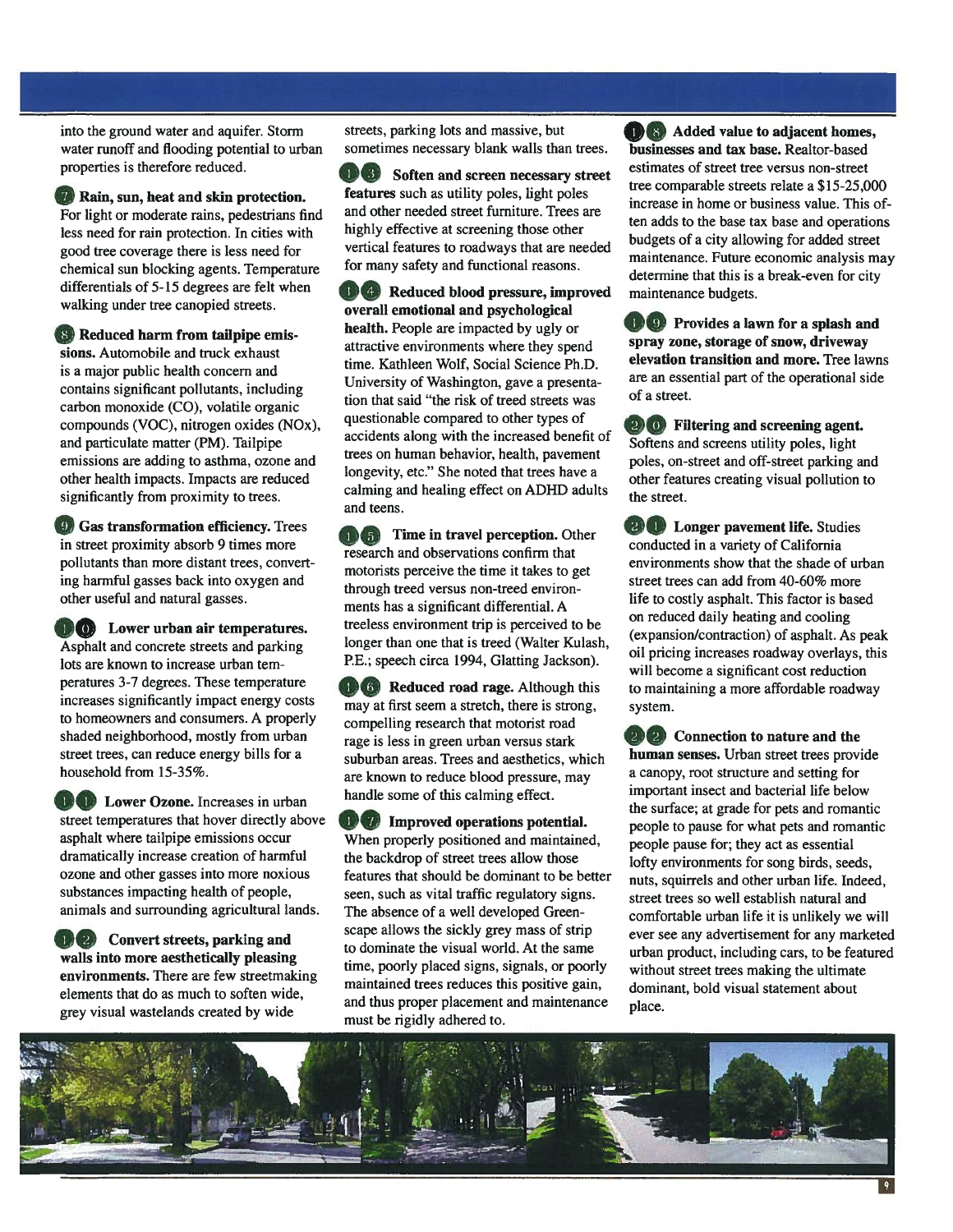into the ground water and aquifer. Storm water runoff and flooding potential to urban properties is therefore reduced.

**7 Rain, sun, heat and skin protection.** For light or moderate rains, pedestrians find less need for rain protection. In cities with good tree coverage there is less need for chemical sun blocking agents. Temperature differentials of 5-15 degrees are felt when walking under tree canopied streets.

**8 Reduced harm from tailpipe emissions.** Automobile and truck exhaust is a major public health concern and contains significant pollutants, including carbon monoxide (CO), volatile organic compounds (VOC), nitrogen oxides (NOx), and particulate matter (PM). Tailpipe emissions are adding to asthma, ozone and other health impacts. Impacts are reduced significantly from proximity to trees.

**9 Gas transformation efficiency.** Trees in street proximity absorb 9 times more pollutants than more distant trees, converting harmful gasses back into oxygen and other useful and natural gasses.

**10 Lower urban air temperatures.** Asphalt and concrete streets and parking lots are known to increase urban temperatures 3-7 degrees. These temperature increases significantly impact energy costs to homeowners and consumers. A properly shaded neighborhood, mostly from urban street trees, can reduce energy bills for a household from 15-35%.

**11 Lower Ozone.** Increases in urban street temperatures that hover directly above asphalt where tailpipe emissions occur dramatically increase creation of harmful ozone and other gasses into more noxious substances impacting health of people, animals and surrounding agricultural lands.

**12 Convert streets, parking and walls into more aesthetically pleasing environments.** There are few streetmaking elements that do as much to soften wide, grey visual wastelands created by wide streets, parking lots and massive, but sometimes necessary blank walls than trees.

**13 Soften and screen necessary street features** such as utility poles, light poles and other needed street furniture. Trees are highly effective at screening those other vertical features to roadways that are needed for many safety and functional reasons.

**14 Reduced blood pressure, improved overall emotional and psychological health.** People are impacted by ugly or attractive environments where they spend time. Kathleen Wolf, Social Science Ph.D. University of Washington, gave a presentation that said "the risk of treed streets was questionable compared to other types of accidents along with the increased benefit of trees on human behavior, health, pavement longevity, etc." She noted that trees have a calming and healing effect on ADHD adults and teens.

**15 Time in travel perception.** Other research and observations confirm that motorists perceive the time it takes to get through treed versus non-treed environments has a significant differential. A treeless environment trip is perceived to be longer than one that is treed (Walter Kulash, P.E.; speech circa 1994, Glatting Jackson).

**16 Reduced road rage.** Although this may at first seem a stretch, there is strong, compelling research that motorist road rage is less in green urban versus stark suburban areas. Trees and aesthetics, which are known to reduce blood pressure, may handle some of this calming effect.

**17 Improved operations potential.** When properly positioned and maintained, the backdrop of street trees allow those features that should be dominant to be better seen, such as vital traffic regulatory signs. The absence of a well developed Greenscape allows the sickly grey mass of strip to dominate the visual world. At the same time, poorly placed signs, signals, or poorly maintained trees reduces this positive gain, and thus proper placement and maintenance must be rigidly adhered to.

**18 Added value to adjacent homes, businesses and tax base.** Realtor-based estimates of street tree versus non-street tree comparable streets relate a $15-25,000 increase in home or business value. This often adds to the base tax base and operations budgets of a city allowing for added street maintenance. Future economic analysis may determine that this is a break-even for city maintenance budgets.

**19 Provides a lawn for a splash and spray zone, storage of snow, driveway elevation transition and more.** Tree lawns are an essential part of the operational side of a street.

**20 Filtering and screening agent.** Softens and screens utility poles, light poles, on-street and off-street parking and other features creating visual pollution to the street.

**21 Longer pavement life.** Studies conducted in a variety of California environments show that the shade of urban street trees can add from 40-60% more life to costly asphalt. This factor is based on reduced daily heating and cooling (expansion/contraction) of asphalt. As peak oil pricing increases roadway overlays, this will become a significant cost reduction to maintaining a more affordable roadway system.

**22 Connection to nature and the human senses.** Urban street trees provide a canopy, root structure and setting for important insect and bacterial life below the surface; at grade for pets and romantic people to pause for what pets and romantic people pause for; they act as essential lofty environments for song birds, seeds, nuts, squirrels and other urban life. Indeed, street trees so well establish natural and comfortable urban life it is unlikely we will ever see any advertisement for any marketed urban product, including cars, to be featured without street trees making the ultimate dominant, bold visual statement about place.